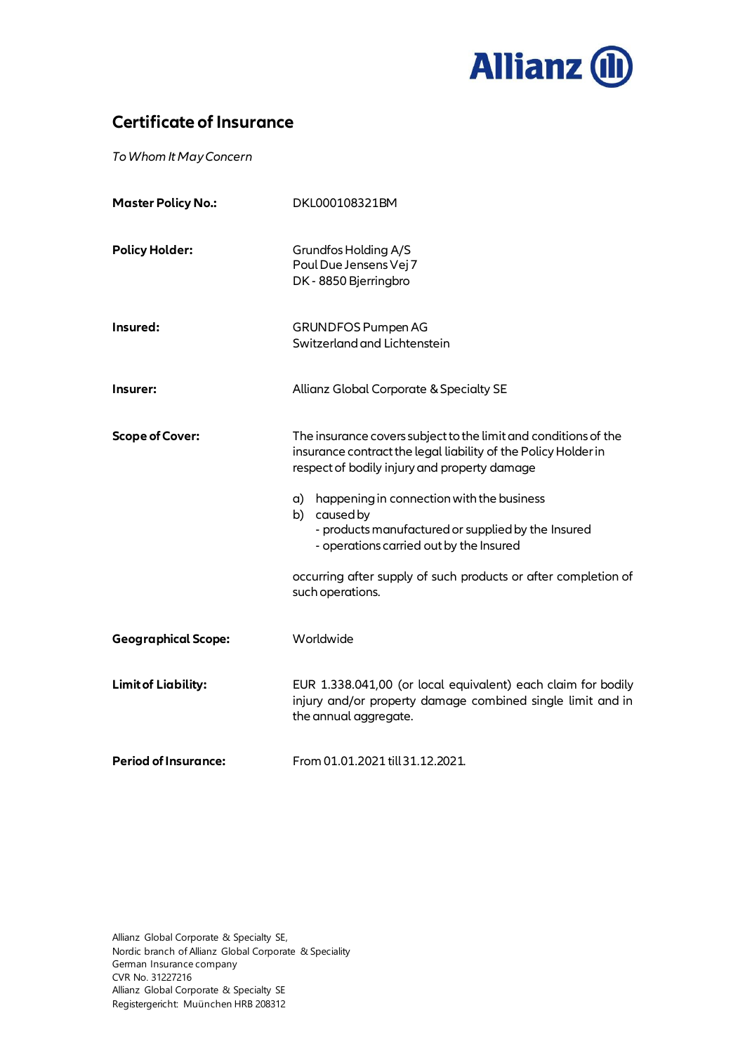Allianz

# Certificate of Insurance

*To Whom It May Concern*

**Master Policy No.:** DKL000108321BM

**Policy Holder:** Grundfos Holding A/S
Poul Due Jensens Vej 7
DK - 8850 Bjerringbro

**Insured:** GRUNDFOS Pumpen AG
Switzerland and Lichtenstein

**Insurer:** Allianz Global Corporate & Specialty SE

**Scope of Cover:** The insurance covers subject to the limit and conditions of the insurance contract the legal liability of the Policy Holder in respect of bodily injury and property damage

a) happening in connection with the business
b) caused by
- products manufactured or supplied by the Insured
- operations carried out by the Insured

occurring after supply of such products or after completion of such operations.

**Geographical Scope:** Worldwide

**Limit of Liability:** EUR 1.338.041,00 (or local equivalent) each claim for bodily injury and/or property damage combined single limit and in the annual aggregate.

**Period of Insurance:** From 01.01.2021 till 31.12.2021.

Allianz Global Corporate & Specialty SE,
Nordic branch of Allianz Global Corporate & Speciality
German Insurance company
CVR No. 31227216
Allianz Global Corporate & Specialty SE
Registergericht: Muünchen HRB 208312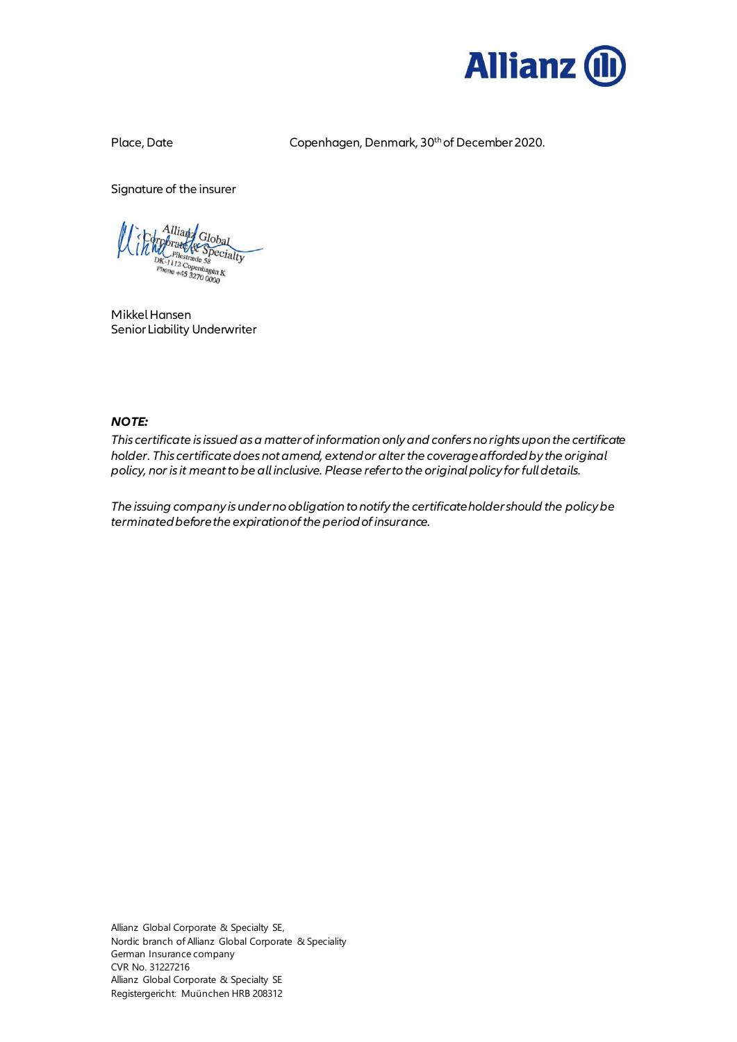Place, Date Copenhagen, Denmark, 30th of December 2020.

Signature of the insurer

Allianz Global Corporate & Specialty
Pilestræde 58
DK-1112 Copenhagen K
Phone +45 3270 0000

Mikkel Hansen
Senior Liability Underwriter

***NOTE:***

*This certificate is issued as a matter of information only and confers no rights upon the certificate holder. This certificate does not amend, extend or alter the coverage afforded by the original policy, nor is it meant to be all inclusive. Please refer to the original policy for full details.*

*The issuing company is under no obligation to notify the certificate holder should the policy be terminated before the expiration of the period of insurance.*

Allianz Global Corporate & Specialty SE,
Nordic branch of Allianz Global Corporate & Speciality
German Insurance company
CVR No. 31227216
Allianz Global Corporate & Specialty SE
Registergericht: Muünchen HRB 208312